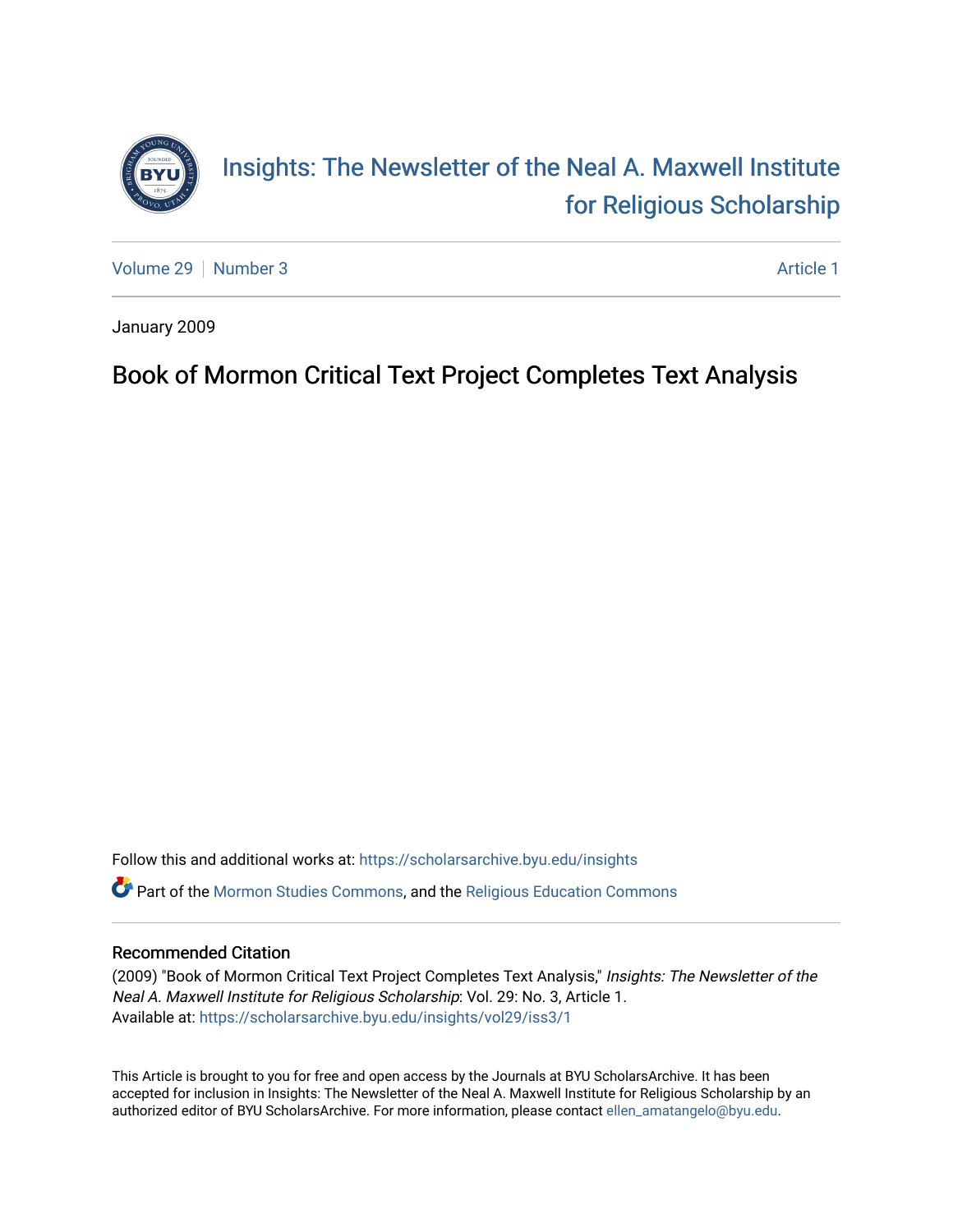# Insights: The Newsletter of the Neal A. Maxwell Institute for Religious Scholarship

Volume 29 | Number 3 | Article 1

January 2009

## Book of Mormon Critical Text Project Completes Text Analysis

Follow this and additional works at: https://scholarsarchive.byu.edu/insights

Part of the Mormon Studies Commons, and the Religious Education Commons

### Recommended Citation

(2009) "Book of Mormon Critical Text Project Completes Text Analysis," *Insights: The Newsletter of the Neal A. Maxwell Institute for Religious Scholarship*: Vol. 29: No. 3, Article 1.
Available at: https://scholarsarchive.byu.edu/insights/vol29/iss3/1

This Article is brought to you for free and open access by the Journals at BYU ScholarsArchive. It has been accepted for inclusion in Insights: The Newsletter of the Neal A. Maxwell Institute for Religious Scholarship by an authorized editor of BYU ScholarsArchive. For more information, please contact ellen_amatangelo@byu.edu.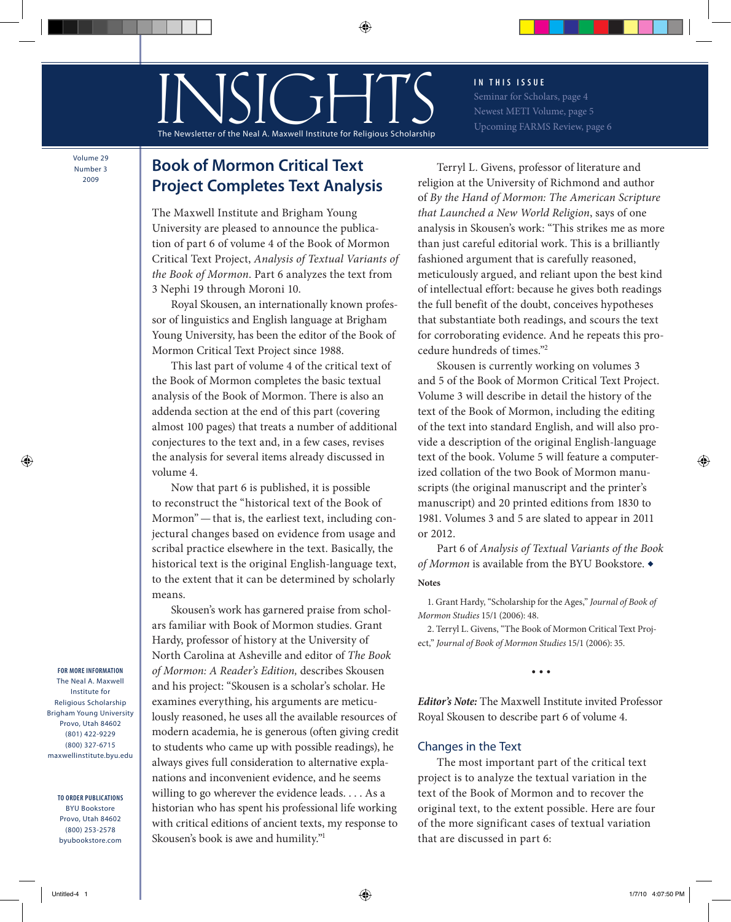# INSIGHTS

The Newsletter of the Neal A. Maxwell Institute for Religious Scholarship

**IN THIS ISSUE**

Seminar for Scholars, page 4
Newest METI Volume, page 5
Upcoming FARMS Review, page 6

Volume 29
Number 3
2009

## Book of Mormon Critical Text Project Completes Text Analysis

The Maxwell Institute and Brigham Young University are pleased to announce the publication of part 6 of volume 4 of the Book of Mormon Critical Text Project, *Analysis of Textual Variants of the Book of Mormon*. Part 6 analyzes the text from 3 Nephi 19 through Moroni 10.

Royal Skousen, an internationally known professor of linguistics and English language at Brigham Young University, has been the editor of the Book of Mormon Critical Text Project since 1988.

This last part of volume 4 of the critical text of the Book of Mormon completes the basic textual analysis of the Book of Mormon. There is also an addenda section at the end of this part (covering almost 100 pages) that treats a number of additional conjectures to the text and, in a few cases, revises the analysis for several items already discussed in volume 4.

Now that part 6 is published, it is possible to reconstruct the "historical text of the Book of Mormon"—that is, the earliest text, including conjectural changes based on evidence from usage and scribal practice elsewhere in the text. Basically, the historical text is the original English-language text, to the extent that it can be determined by scholarly means.

Skousen's work has garnered praise from scholars familiar with Book of Mormon studies. Grant Hardy, professor of history at the University of North Carolina at Asheville and editor of *The Book of Mormon: A Reader's Edition,* describes Skousen and his project: "Skousen is a scholar's scholar. He examines everything, his arguments are meticulously reasoned, he uses all the available resources of modern academia, he is generous (often giving credit to students who came up with possible readings), he always gives full consideration to alternative explanations and inconvenient evidence, and he seems willing to go wherever the evidence leads. . . . As a historian who has spent his professional life working with critical editions of ancient texts, my response to Skousen's book is awe and humility."[1]

Terryl L. Givens, professor of literature and religion at the University of Richmond and author of *By the Hand of Mormon: The American Scripture that Launched a New World Religion*, says of one analysis in Skousen's work: "This strikes me as more than just careful editorial work. This is a brilliantly fashioned argument that is carefully reasoned, meticulously argued, and reliant upon the best kind of intellectual effort: because he gives both readings the full benefit of the doubt, conceives hypotheses that substantiate both readings, and scours the text for corroborating evidence. And he repeats this procedure hundreds of times."[2]

Skousen is currently working on volumes 3 and 5 of the Book of Mormon Critical Text Project. Volume 3 will describe in detail the history of the text of the Book of Mormon, including the editing of the text into standard English, and will also provide a description of the original English-language text of the book. Volume 5 will feature a computerized collation of the two Book of Mormon manuscripts (the original manuscript and the printer's manuscript) and 20 printed editions from 1830 to 1981. Volumes 3 and 5 are slated to appear in 2011 or 2012.

Part 6 of *Analysis of Textual Variants of the Book of Mormon* is available from the BYU Bookstore. ◆

**Notes**

1. Grant Hardy, "Scholarship for the Ages," *Journal of Book of Mormon Studies* 15/1 (2006): 48.

2. Terryl L. Givens, "The Book of Mormon Critical Text Project," *Journal of Book of Mormon Studies* 15/1 (2006): 35.

• • •

***Editor's Note:*** The Maxwell Institute invited Professor Royal Skousen to describe part 6 of volume 4.

### Changes in the Text

The most important part of the critical text project is to analyze the textual variation in the text of the Book of Mormon and to recover the original text, to the extent possible. Here are four of the more significant cases of textual variation that are discussed in part 6:

**FOR MORE INFORMATION**
The Neal A. Maxwell Institute for Religious Scholarship
Brigham Young University
Provo, Utah 84602
(801) 422-9229
(800) 327-6715
maxwellinstitute.byu.edu

**TO ORDER PUBLICATIONS**
BYU Bookstore
Provo, Utah 84602
(800) 253-2578
byubookstore.com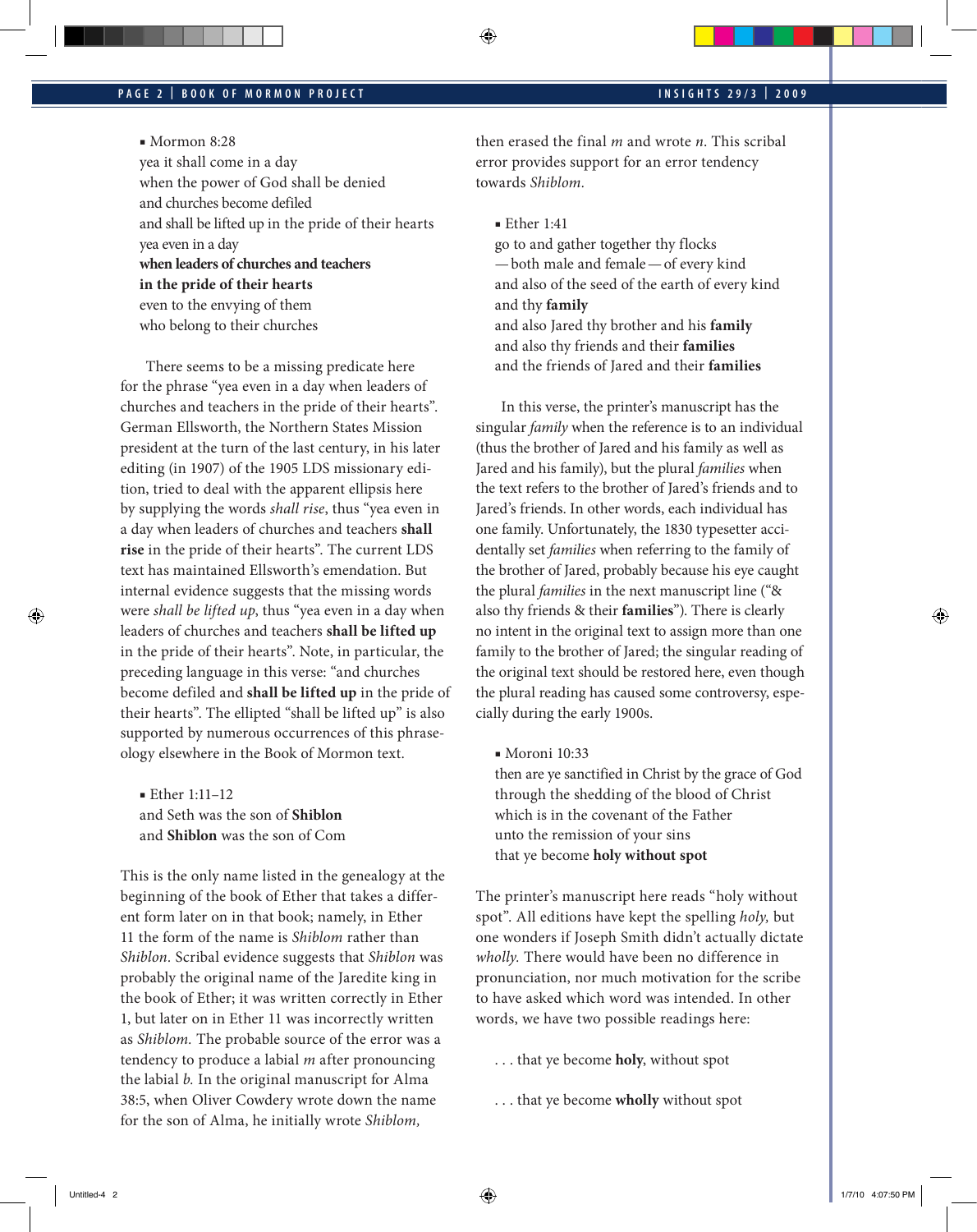- Mormon 8:28

yea it shall come in a day
when the power of God shall be denied
and churches become defiled
and shall be lifted up in the pride of their hearts
yea even in a day
**when leaders of churches and teachers**
**in the pride of their hearts**
even to the envying of them
who belong to their churches

There seems to be a missing predicate here for the phrase "yea even in a day when leaders of churches and teachers in the pride of their hearts". German Ellsworth, the Northern States Mission president at the turn of the last century, in his later editing (in 1907) of the 1905 LDS missionary edition, tried to deal with the apparent ellipsis here by supplying the words *shall rise*, thus "yea even in a day when leaders of churches and teachers **shall rise** in the pride of their hearts". The current LDS text has maintained Ellsworth's emendation. But internal evidence suggests that the missing words were *shall be lifted up*, thus "yea even in a day when leaders of churches and teachers **shall be lifted up** in the pride of their hearts". Note, in particular, the preceding language in this verse: "and churches become defiled and **shall be lifted up** in the pride of their hearts". The ellipted "shall be lifted up" is also supported by numerous occurrences of this phraseology elsewhere in the Book of Mormon text.

- Ether 1:11–12

and Seth was the son of **Shiblon**
and **Shiblon** was the son of Com

This is the only name listed in the genealogy at the beginning of the book of Ether that takes a different form later on in that book; namely, in Ether 11 the form of the name is *Shiblom* rather than *Shiblon*. Scribal evidence suggests that *Shiblon* was probably the original name of the Jaredite king in the book of Ether; it was written correctly in Ether 1, but later on in Ether 11 was incorrectly written as *Shiblom.* The probable source of the error was a tendency to produce a labial *m* after pronouncing the labial *b.* In the original manuscript for Alma 38:5, when Oliver Cowdery wrote down the name for the son of Alma, he initially wrote *Shiblom,* then erased the final *m* and wrote *n*. This scribal error provides support for an error tendency towards *Shiblom.*

- Ether 1:41

go to and gather together thy flocks
—both male and female—of every kind
and also of the seed of the earth of every kind
and thy **family**
and also Jared thy brother and his **family**
and also thy friends and their **families**
and the friends of Jared and their **families**

In this verse, the printer's manuscript has the singular *family* when the reference is to an individual (thus the brother of Jared and his family as well as Jared and his family), but the plural *families* when the text refers to the brother of Jared's friends and to Jared's friends. In other words, each individual has one family. Unfortunately, the 1830 typesetter accidentally set *families* when referring to the family of the brother of Jared, probably because his eye caught the plural *families* in the next manuscript line ("& also thy friends & their **families**"). There is clearly no intent in the original text to assign more than one family to the brother of Jared; the singular reading of the original text should be restored here, even though the plural reading has caused some controversy, especially during the early 1900s.

- Moroni 10:33

then are ye sanctified in Christ by the grace of God
through the shedding of the blood of Christ
which is in the covenant of the Father
unto the remission of your sins
that ye become **holy without spot**

The printer's manuscript here reads "holy without spot". All editions have kept the spelling *holy,* but one wonders if Joseph Smith didn't actually dictate *wholly.* There would have been no difference in pronunciation, nor much motivation for the scribe to have asked which word was intended. In other words, we have two possible readings here:

. . . that ye become **holy**, without spot

. . . that ye become **wholly** without spot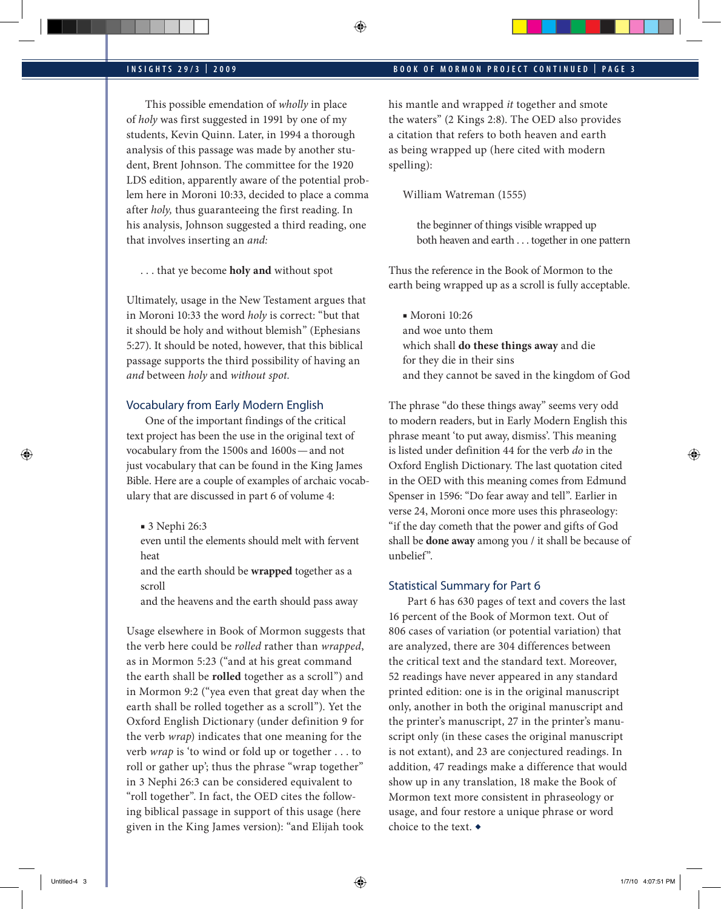This possible emendation of *wholly* in place of *holy* was first suggested in 1991 by one of my students, Kevin Quinn. Later, in 1994 a thorough analysis of this passage was made by another student, Brent Johnson. The committee for the 1920 LDS edition, apparently aware of the potential problem here in Moroni 10:33, decided to place a comma after *holy,* thus guaranteeing the first reading. In his analysis, Johnson suggested a third reading, one that involves inserting an *and:*

> . . . that ye become **holy and** without spot

Ultimately, usage in the New Testament argues that in Moroni 10:33 the word *holy* is correct: "but that it should be holy and without blemish" (Ephesians 5:27). It should be noted, however, that this biblical passage supports the third possibility of having an *and* between *holy* and *without spot.*

## Vocabulary from Early Modern English

One of the important findings of the critical text project has been the use in the original text of vocabulary from the 1500s and 1600s — and not just vocabulary that can be found in the King James Bible. Here are a couple of examples of archaic vocabulary that are discussed in part 6 of volume 4:

- 3 Nephi 26:3
  even until the elements should melt with fervent heat
  and the earth should be **wrapped** together as a scroll
  and the heavens and the earth should pass away

Usage elsewhere in Book of Mormon suggests that the verb here could be *rolled* rather than *wrapped*, as in Mormon 5:23 ("and at his great command the earth shall be **rolled** together as a scroll") and in Mormon 9:2 ("yea even that great day when the earth shall be rolled together as a scroll"). Yet the Oxford English Dictionary (under definition 9 for the verb *wrap*) indicates that one meaning for the verb *wrap* is 'to wind or fold up or together . . . to roll or gather up'; thus the phrase "wrap together" in 3 Nephi 26:3 can be considered equivalent to "roll together". In fact, the OED cites the following biblical passage in support of this usage (here given in the King James version): "and Elijah took his mantle and wrapped *it* together and smote the waters" (2 Kings 2:8). The OED also provides a citation that refers to both heaven and earth as being wrapped up (here cited with modern spelling):

> William Watreman (1555)
>
> the beginner of things visible wrapped up
> both heaven and earth . . . together in one pattern

Thus the reference in the Book of Mormon to the earth being wrapped up as a scroll is fully acceptable.

- Moroni 10:26
  and woe unto them
  which shall **do these things away** and die
  for they die in their sins
  and they cannot be saved in the kingdom of God

The phrase "do these things away" seems very odd to modern readers, but in Early Modern English this phrase meant 'to put away, dismiss'. This meaning is listed under definition 44 for the verb *do* in the Oxford English Dictionary. The last quotation cited in the OED with this meaning comes from Edmund Spenser in 1596: "Do fear away and tell". Earlier in verse 24, Moroni once more uses this phraseology: "if the day cometh that the power and gifts of God shall be **done away** among you / it shall be because of unbelief".

## Statistical Summary for Part 6

Part 6 has 630 pages of text and covers the last 16 percent of the Book of Mormon text. Out of 806 cases of variation (or potential variation) that are analyzed, there are 304 differences between the critical text and the standard text. Moreover, 52 readings have never appeared in any standard printed edition: one is in the original manuscript only, another in both the original manuscript and the printer's manuscript, 27 in the printer's manuscript only (in these cases the original manuscript is not extant), and 23 are conjectured readings. In addition, 47 readings make a difference that would show up in any translation, 18 make the Book of Mormon text more consistent in phraseology or usage, and four restore a unique phrase or word choice to the text. ◆